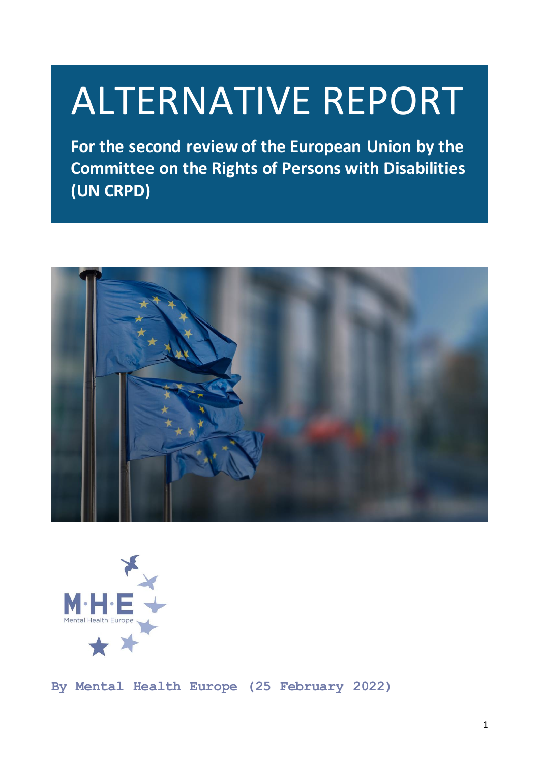# ALTERNATIVE REPORT

**For the second review of the European Union by the Committee on the Rights of Persons with Disabilities (UN CRPD)**

M·H·E
Mental Health Europe

**By Mental Health Europe (25 February 2022)**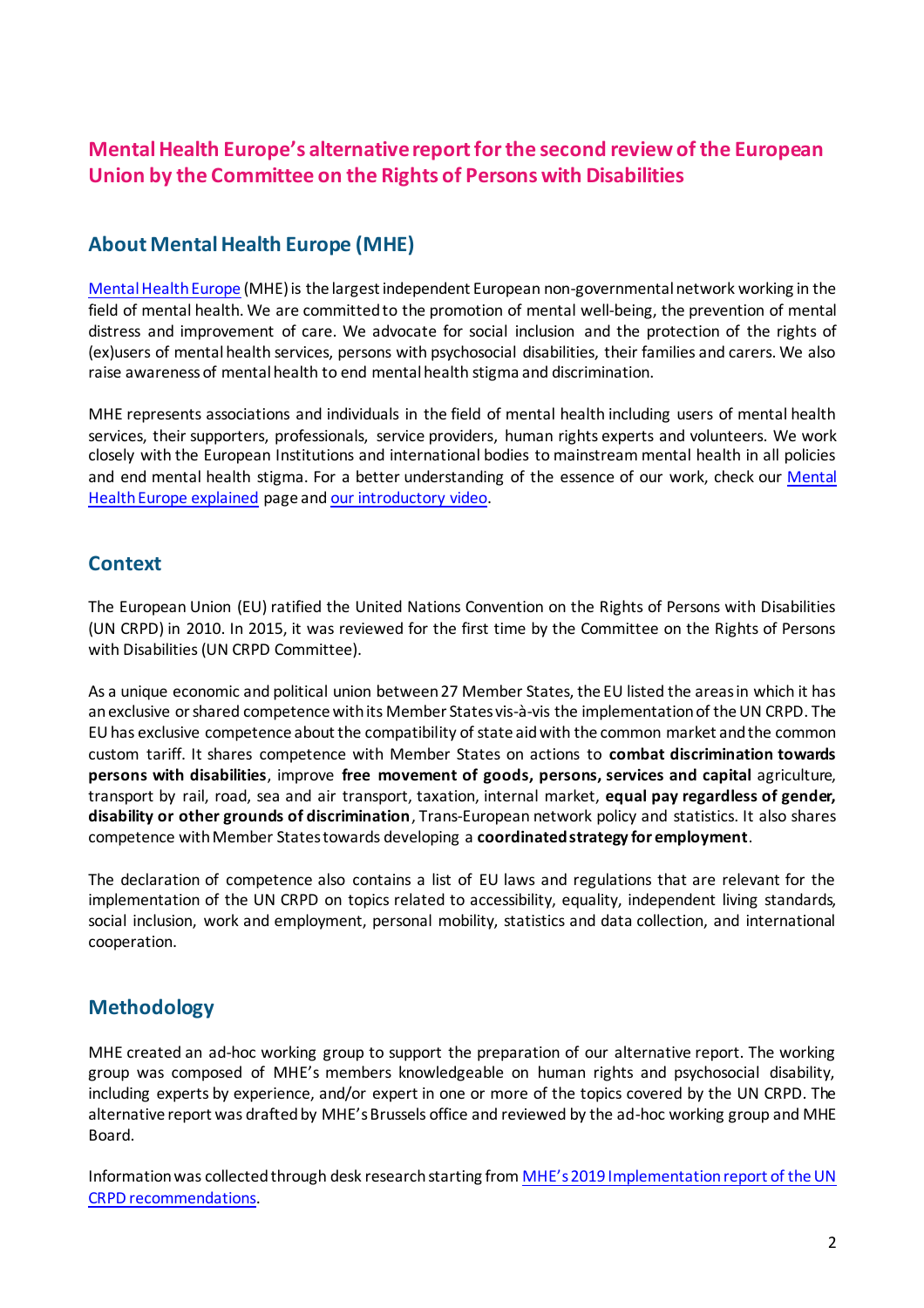# Mental Health Europe's alternative report for the second review of the European Union by the Committee on the Rights of Persons with Disabilities

## About Mental Health Europe (MHE)

Mental Health Europe (MHE) is the largest independent European non-governmental network working in the field of mental health. We are committed to the promotion of mental well-being, the prevention of mental distress and improvement of care. We advocate for social inclusion and the protection of the rights of (ex)users of mental health services, persons with psychosocial disabilities, their families and carers. We also raise awareness of mental health to end mental health stigma and discrimination.

MHE represents associations and individuals in the field of mental health including users of mental health services, their supporters, professionals, service providers, human rights experts and volunteers. We work closely with the European Institutions and international bodies to mainstream mental health in all policies and end mental health stigma. For a better understanding of the essence of our work, check our Mental Health Europe explained page and our introductory video.

## Context

The European Union (EU) ratified the United Nations Convention on the Rights of Persons with Disabilities (UN CRPD) in 2010. In 2015, it was reviewed for the first time by the Committee on the Rights of Persons with Disabilities (UN CRPD Committee).

As a unique economic and political union between 27 Member States, the EU listed the areas in which it has an exclusive or shared competence with its Member States vis-à-vis the implementation of the UN CRPD. The EU has exclusive competence about the compatibility of state aid with the common market and the common custom tariff. It shares competence with Member States on actions to **combat discrimination towards persons with disabilities**, improve **free movement of goods, persons, services and capital** agriculture, transport by rail, road, sea and air transport, taxation, internal market, **equal pay regardless of gender, disability or other grounds of discrimination**, Trans-European network policy and statistics. It also shares competence with Member States towards developing a **coordinated strategy for employment**.

The declaration of competence also contains a list of EU laws and regulations that are relevant for the implementation of the UN CRPD on topics related to accessibility, equality, independent living standards, social inclusion, work and employment, personal mobility, statistics and data collection, and international cooperation.

## Methodology

MHE created an ad-hoc working group to support the preparation of our alternative report. The working group was composed of MHE's members knowledgeable on human rights and psychosocial disability, including experts by experience, and/or expert in one or more of the topics covered by the UN CRPD. The alternative report was drafted by MHE's Brussels office and reviewed by the ad-hoc working group and MHE Board.

Information was collected through desk research starting from MHE's 2019 Implementation report of the UN CRPD recommendations.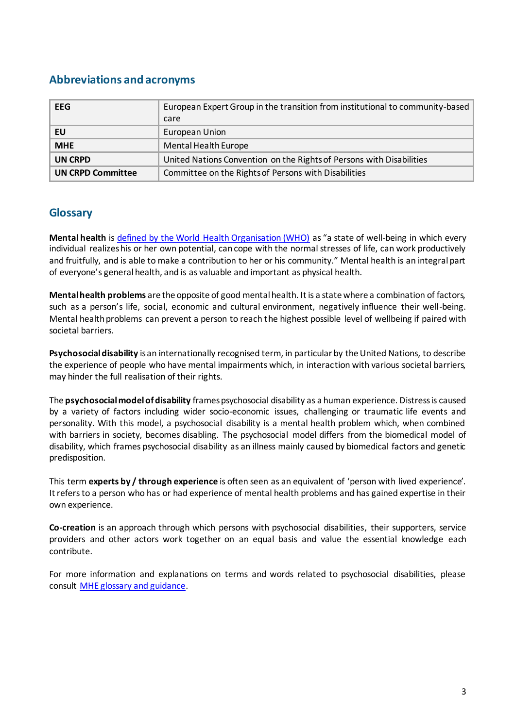## Abbreviations and acronyms

| | |
|---|---|
| **EEG** | European Expert Group in the transition from institutional to community-based care |
| **EU** | European Union |
| **MHE** | Mental Health Europe |
| **UN CRPD** | United Nations Convention on the Rights of Persons with Disabilities |
| **UN CRPD Committee** | Committee on the Rights of Persons with Disabilities |

## Glossary

**Mental health** is defined by the World Health Organisation (WHO) as "a state of well-being in which every individual realizes his or her own potential, can cope with the normal stresses of life, can work productively and fruitfully, and is able to make a contribution to her or his community." Mental health is an integral part of everyone's general health, and is as valuable and important as physical health.

**Mental health problems** are the opposite of good mental health. It is a state where a combination of factors, such as a person's life, social, economic and cultural environment, negatively influence their well-being. Mental health problems can prevent a person to reach the highest possible level of wellbeing if paired with societal barriers.

**Psychosocial disability** is an internationally recognised term, in particular by the United Nations, to describe the experience of people who have mental impairments which, in interaction with various societal barriers, may hinder the full realisation of their rights.

The **psychosocial model of disability** frames psychosocial disability as a human experience. Distress is caused by a variety of factors including wider socio-economic issues, challenging or traumatic life events and personality. With this model, a psychosocial disability is a mental health problem which, when combined with barriers in society, becomes disabling. The psychosocial model differs from the biomedical model of disability, which frames psychosocial disability as an illness mainly caused by biomedical factors and genetic predisposition.

This term **experts by / through experience** is often seen as an equivalent of 'person with lived experience'. It refers to a person who has or had experience of mental health problems and has gained expertise in their own experience.

**Co-creation** is an approach through which persons with psychosocial disabilities, their supporters, service providers and other actors work together on an equal basis and value the essential knowledge each contribute.

For more information and explanations on terms and words related to psychosocial disabilities, please consult MHE glossary and guidance.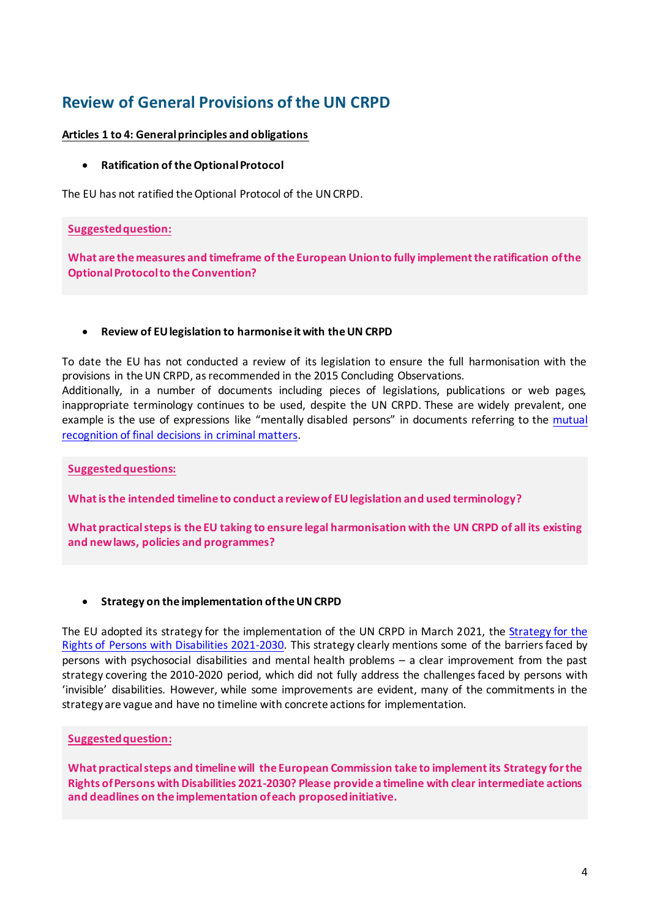## Review of General Provisions of the UN CRPD

**Articles 1 to 4: General principles and obligations**

- **Ratification of the Optional Protocol**

The EU has not ratified the Optional Protocol of the UN CRPD.

**Suggested question:**

**What are the measures and timeframe of the European Union to fully implement the ratification of the Optional Protocol to the Convention?**

- **Review of EU legislation to harmonise it with the UN CRPD**

To date the EU has not conducted a review of its legislation to ensure the full harmonisation with the provisions in the UN CRPD, as recommended in the 2015 Concluding Observations.
Additionally, in a number of documents including pieces of legislations, publications or web pages, inappropriate terminology continues to be used, despite the UN CRPD. These are widely prevalent, one example is the use of expressions like "mentally disabled persons" in documents referring to the mutual recognition of final decisions in criminal matters.

**Suggested questions:**

**What is the intended timeline to conduct a review of EU legislation and used terminology?**

**What practical steps is the EU taking to ensure legal harmonisation with the UN CRPD of all its existing and new laws, policies and programmes?**

- **Strategy on the implementation of the UN CRPD**

The EU adopted its strategy for the implementation of the UN CRPD in March 2021, the Strategy for the Rights of Persons with Disabilities 2021-2030. This strategy clearly mentions some of the barriers faced by persons with psychosocial disabilities and mental health problems – a clear improvement from the past strategy covering the 2010-2020 period, which did not fully address the challenges faced by persons with 'invisible' disabilities. However, while some improvements are evident, many of the commitments in the strategy are vague and have no timeline with concrete actions for implementation.

**Suggested question:**

**What practical steps and timeline will the European Commission take to implement its Strategy for the Rights of Persons with Disabilities 2021-2030? Please provide a timeline with clear intermediate actions and deadlines on the implementation of each proposed initiative.**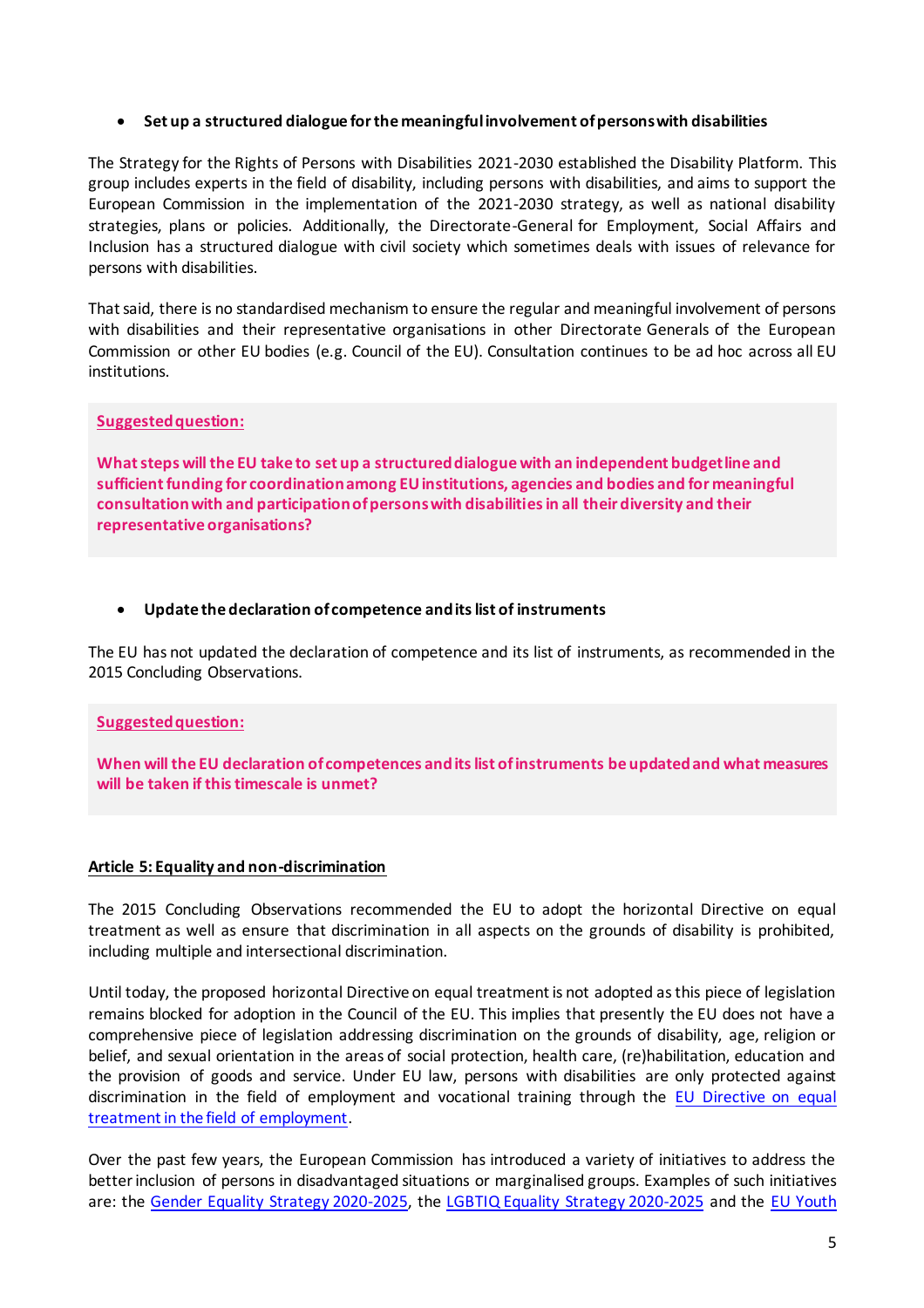- **Set up a structured dialogue for the meaningful involvement of persons with disabilities**

The Strategy for the Rights of Persons with Disabilities 2021-2030 established the Disability Platform. This group includes experts in the field of disability, including persons with disabilities, and aims to support the European Commission in the implementation of the 2021-2030 strategy, as well as national disability strategies, plans or policies. Additionally, the Directorate-General for Employment, Social Affairs and Inclusion has a structured dialogue with civil society which sometimes deals with issues of relevance for persons with disabilities.

That said, there is no standardised mechanism to ensure the regular and meaningful involvement of persons with disabilities and their representative organisations in other Directorate Generals of the European Commission or other EU bodies (e.g. Council of the EU). Consultation continues to be ad hoc across all EU institutions.

> **Suggested question:**
>
> **What steps will the EU take to set up a structured dialogue with an independent budget line and sufficient funding for coordination among EU institutions, agencies and bodies and for meaningful consultation with and participation of persons with disabilities in all their diversity and their representative organisations?**

- **Update the declaration of competence and its list of instruments**

The EU has not updated the declaration of competence and its list of instruments, as recommended in the 2015 Concluding Observations.

> **Suggested question:**
>
> **When will the EU declaration of competences and its list of instruments be updated and what measures will be taken if this timescale is unmet?**

## Article 5: Equality and non-discrimination

The 2015 Concluding Observations recommended the EU to adopt the horizontal Directive on equal treatment as well as ensure that discrimination in all aspects on the grounds of disability is prohibited, including multiple and intersectional discrimination.

Until today, the proposed horizontal Directive on equal treatment is not adopted as this piece of legislation remains blocked for adoption in the Council of the EU. This implies that presently the EU does not have a comprehensive piece of legislation addressing discrimination on the grounds of disability, age, religion or belief, and sexual orientation in the areas of social protection, health care, (re)habilitation, education and the provision of goods and service. Under EU law, persons with disabilities are only protected against discrimination in the field of employment and vocational training through the EU Directive on equal treatment in the field of employment.

Over the past few years, the European Commission has introduced a variety of initiatives to address the better inclusion of persons in disadvantaged situations or marginalised groups. Examples of such initiatives are: the Gender Equality Strategy 2020-2025, the LGBTIQ Equality Strategy 2020-2025 and the EU Youth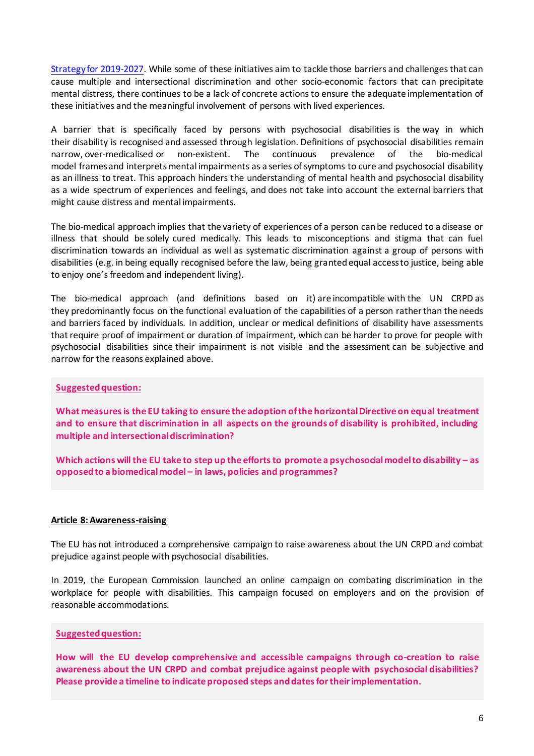[Strategy for 2019-2027](). While some of these initiatives aim to tackle those barriers and challenges that can cause multiple and intersectional discrimination and other socio-economic factors that can precipitate mental distress, there continues to be a lack of concrete actions to ensure the adequate implementation of these initiatives and the meaningful involvement of persons with lived experiences.

A barrier that is specifically faced by persons with psychosocial disabilities is the way in which their disability is recognised and assessed through legislation. Definitions of psychosocial disabilities remain narrow, over-medicalised or non-existent. The continuous prevalence of the bio-medical model frames and interprets mental impairments as a series of symptoms to cure and psychosocial disability as an illness to treat. This approach hinders the understanding of mental health and psychosocial disability as a wide spectrum of experiences and feelings, and does not take into account the external barriers that might cause distress and mental impairments.

The bio-medical approach implies that the variety of experiences of a person can be reduced to a disease or illness that should be solely cured medically. This leads to misconceptions and stigma that can fuel discrimination towards an individual as well as systematic discrimination against a group of persons with disabilities (e.g. in being equally recognised before the law, being granted equal access to justice, being able to enjoy one's freedom and independent living).

The bio-medical approach (and definitions based on it) are incompatible with the UN CRPD as they predominantly focus on the functional evaluation of the capabilities of a person rather than the needs and barriers faced by individuals. In addition, unclear or medical definitions of disability have assessments that require proof of impairment or duration of impairment, which can be harder to prove for people with psychosocial disabilities since their impairment is not visible and the assessment can be subjective and narrow for the reasons explained above.

**Suggested question:**

**What measures is the EU taking to ensure the adoption of the horizontal Directive on equal treatment and to ensure that discrimination in all aspects on the grounds of disability is prohibited, including multiple and intersectional discrimination?**

**Which actions will the EU take to step up the efforts to promote a psychosocial model to disability – as opposed to a biomedical model – in laws, policies and programmes?**

## Article 8: Awareness-raising

The EU has not introduced a comprehensive campaign to raise awareness about the UN CRPD and combat prejudice against people with psychosocial disabilities.

In 2019, the European Commission launched an online campaign on combating discrimination in the workplace for people with disabilities. This campaign focused on employers and on the provision of reasonable accommodations.

**Suggested question:**

**How will the EU develop comprehensive and accessible campaigns through co-creation to raise awareness about the UN CRPD and combat prejudice against people with psychosocial disabilities? Please provide a timeline to indicate proposed steps and dates for their implementation.**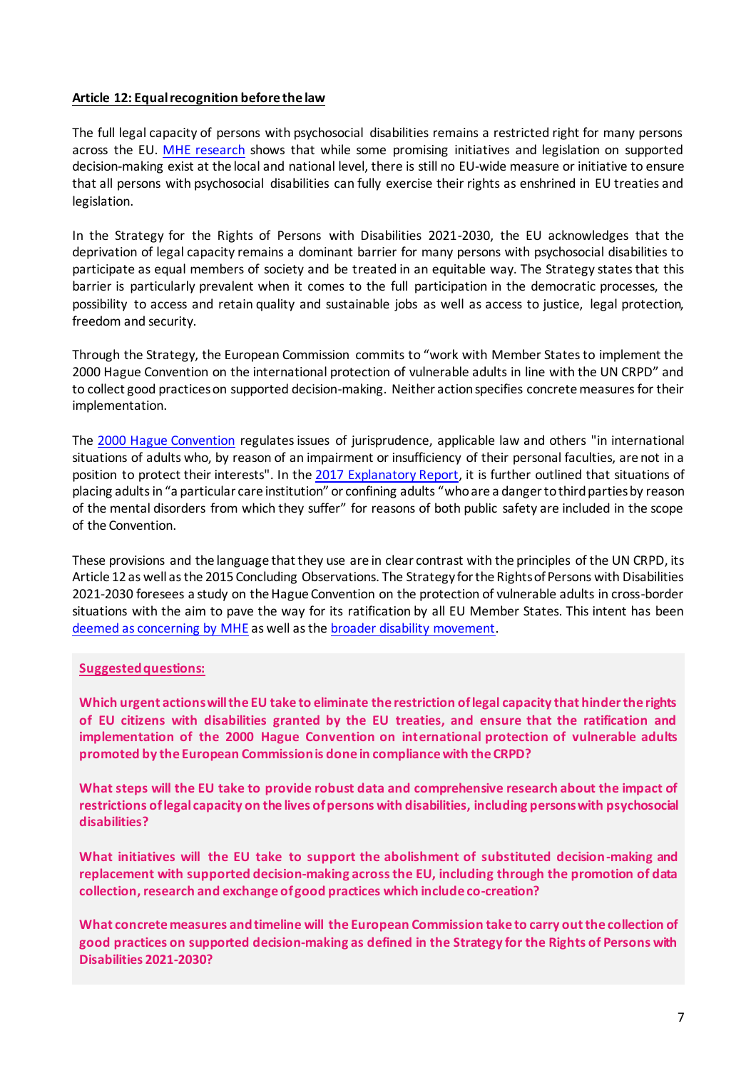**Article 12: Equal recognition before the law**

The full legal capacity of persons with psychosocial disabilities remains a restricted right for many persons across the EU. MHE research shows that while some promising initiatives and legislation on supported decision-making exist at the local and national level, there is still no EU-wide measure or initiative to ensure that all persons with psychosocial disabilities can fully exercise their rights as enshrined in EU treaties and legislation.

In the Strategy for the Rights of Persons with Disabilities 2021-2030, the EU acknowledges that the deprivation of legal capacity remains a dominant barrier for many persons with psychosocial disabilities to participate as equal members of society and be treated in an equitable way. The Strategy states that this barrier is particularly prevalent when it comes to the full participation in the democratic processes, the possibility to access and retain quality and sustainable jobs as well as access to justice, legal protection, freedom and security.

Through the Strategy, the European Commission commits to "work with Member States to implement the 2000 Hague Convention on the international protection of vulnerable adults in line with the UN CRPD" and to collect good practices on supported decision-making. Neither action specifies concrete measures for their implementation.

The 2000 Hague Convention regulates issues of jurisprudence, applicable law and others "in international situations of adults who, by reason of an impairment or insufficiency of their personal faculties, are not in a position to protect their interests". In the 2017 Explanatory Report, it is further outlined that situations of placing adults in "a particular care institution" or confining adults "who are a danger to third parties by reason of the mental disorders from which they suffer" for reasons of both public safety are included in the scope of the Convention.

These provisions and the language that they use are in clear contrast with the principles of the UN CRPD, its Article 12 as well as the 2015 Concluding Observations. The Strategy for the Rights of Persons with Disabilities 2021-2030 foresees a study on the Hague Convention on the protection of vulnerable adults in cross-border situations with the aim to pave the way for its ratification by all EU Member States. This intent has been deemed as concerning by MHE as well as the broader disability movement.

**Suggested questions:**

**Which urgent actions will the EU take to eliminate the restriction of legal capacity that hinder the rights of EU citizens with disabilities granted by the EU treaties, and ensure that the ratification and implementation of the 2000 Hague Convention on international protection of vulnerable adults promoted by the European Commission is done in compliance with the CRPD?**

**What steps will the EU take to provide robust data and comprehensive research about the impact of restrictions of legal capacity on the lives of persons with disabilities, including persons with psychosocial disabilities?**

**What initiatives will the EU take to support the abolishment of substituted decision-making and replacement with supported decision-making across the EU, including through the promotion of data collection, research and exchange of good practices which include co-creation?**

**What concrete measures and timeline will the European Commission take to carry out the collection of good practices on supported decision-making as defined in the Strategy for the Rights of Persons with Disabilities 2021-2030?**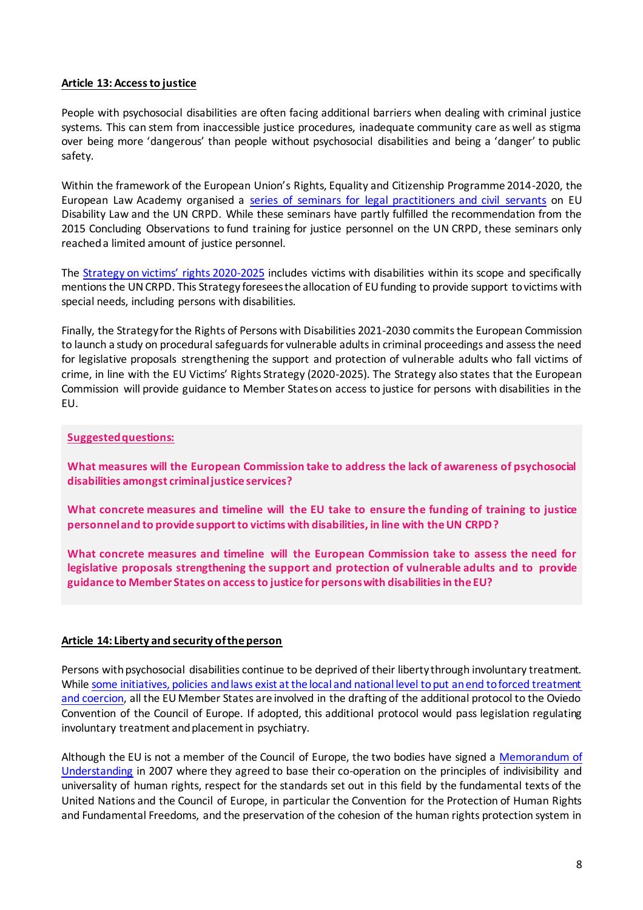**Article 13: Access to justice**

People with psychosocial disabilities are often facing additional barriers when dealing with criminal justice systems. This can stem from inaccessible justice procedures, inadequate community care as well as stigma over being more 'dangerous' than people without psychosocial disabilities and being a 'danger' to public safety.

Within the framework of the European Union's Rights, Equality and Citizenship Programme 2014-2020, the European Law Academy organised a series of seminars for legal practitioners and civil servants on EU Disability Law and the UN CRPD. While these seminars have partly fulfilled the recommendation from the 2015 Concluding Observations to fund training for justice personnel on the UN CRPD, these seminars only reached a limited amount of justice personnel.

The Strategy on victims' rights 2020-2025 includes victims with disabilities within its scope and specifically mentions the UN CRPD. This Strategy foresees the allocation of EU funding to provide support to victims with special needs, including persons with disabilities.

Finally, the Strategy for the Rights of Persons with Disabilities 2021-2030 commits the European Commission to launch a study on procedural safeguards for vulnerable adults in criminal proceedings and assess the need for legislative proposals strengthening the support and protection of vulnerable adults who fall victims of crime, in line with the EU Victims' Rights Strategy (2020-2025). The Strategy also states that the European Commission will provide guidance to Member States on access to justice for persons with disabilities in the EU.

**Suggested questions:**

**What measures will the European Commission take to address the lack of awareness of psychosocial disabilities amongst criminal justice services?**

**What concrete measures and timeline will the EU take to ensure the funding of training to justice personnel and to provide support to victims with disabilities, in line with the UN CRPD?**

**What concrete measures and timeline will the European Commission take to assess the need for legislative proposals strengthening the support and protection of vulnerable adults and to provide guidance to Member States on access to justice for persons with disabilities in the EU?**

**Article 14: Liberty and security of the person**

Persons with psychosocial disabilities continue to be deprived of their liberty through involuntary treatment. While some initiatives, policies and laws exist at the local and national level to put an end to forced treatment and coercion, all the EU Member States are involved in the drafting of the additional protocol to the Oviedo Convention of the Council of Europe. If adopted, this additional protocol would pass legislation regulating involuntary treatment and placement in psychiatry.

Although the EU is not a member of the Council of Europe, the two bodies have signed a Memorandum of Understanding in 2007 where they agreed to base their co-operation on the principles of indivisibility and universality of human rights, respect for the standards set out in this field by the fundamental texts of the United Nations and the Council of Europe, in particular the Convention for the Protection of Human Rights and Fundamental Freedoms, and the preservation of the cohesion of the human rights protection system in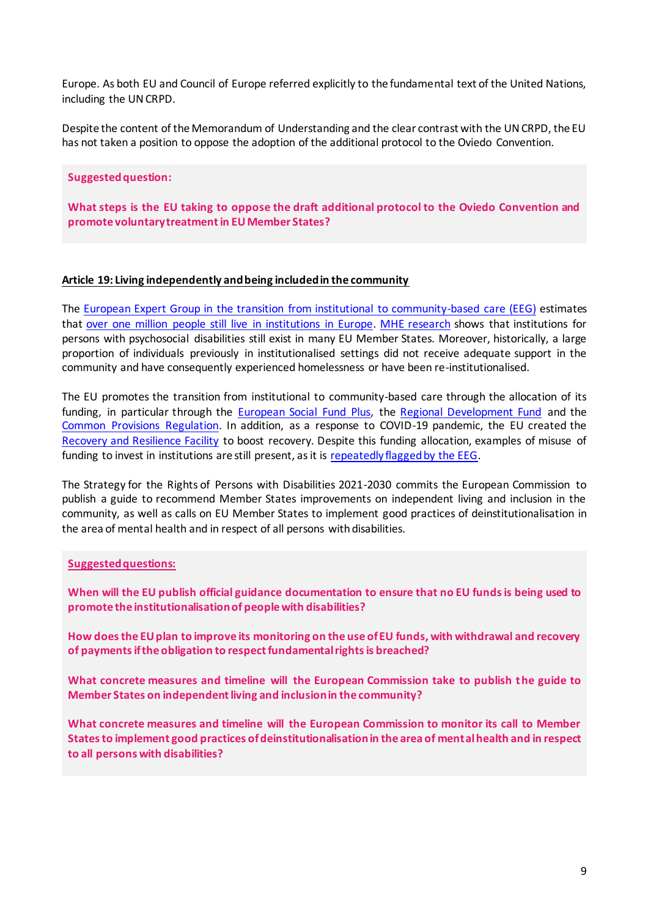Europe. As both EU and Council of Europe referred explicitly to the fundamental text of the United Nations, including the UN CRPD.

Despite the content of the Memorandum of Understanding and the clear contrast with the UN CRPD, the EU has not taken a position to oppose the adoption of the additional protocol to the Oviedo Convention.

**Suggested question:**

**What steps is the EU taking to oppose the draft additional protocol to the Oviedo Convention and promote voluntary treatment in EU Member States?**

**Article 19: Living independently and being included in the community**

The European Expert Group in the transition from institutional to community-based care (EEG) estimates that over one million people still live in institutions in Europe. MHE research shows that institutions for persons with psychosocial disabilities still exist in many EU Member States. Moreover, historically, a large proportion of individuals previously in institutionalised settings did not receive adequate support in the community and have consequently experienced homelessness or have been re-institutionalised.

The EU promotes the transition from institutional to community-based care through the allocation of its funding, in particular through the European Social Fund Plus, the Regional Development Fund and the Common Provisions Regulation. In addition, as a response to COVID-19 pandemic, the EU created the Recovery and Resilience Facility to boost recovery. Despite this funding allocation, examples of misuse of funding to invest in institutions are still present, as it is repeatedly flagged by the EEG.

The Strategy for the Rights of Persons with Disabilities 2021-2030 commits the European Commission to publish a guide to recommend Member States improvements on independent living and inclusion in the community, as well as calls on EU Member States to implement good practices of deinstitutionalisation in the area of mental health and in respect of all persons with disabilities.

**Suggested questions:**

**When will the EU publish official guidance documentation to ensure that no EU funds is being used to promote the institutionalisation of people with disabilities?**

**How does the EU plan to improve its monitoring on the use of EU funds, with withdrawal and recovery of payments if the obligation to respect fundamental rights is breached?**

**What concrete measures and timeline will the European Commission take to publish the guide to Member States on independent living and inclusion in the community?**

**What concrete measures and timeline will the European Commission to monitor its call to Member States to implement good practices of deinstitutionalisation in the area of mental health and in respect to all persons with disabilities?**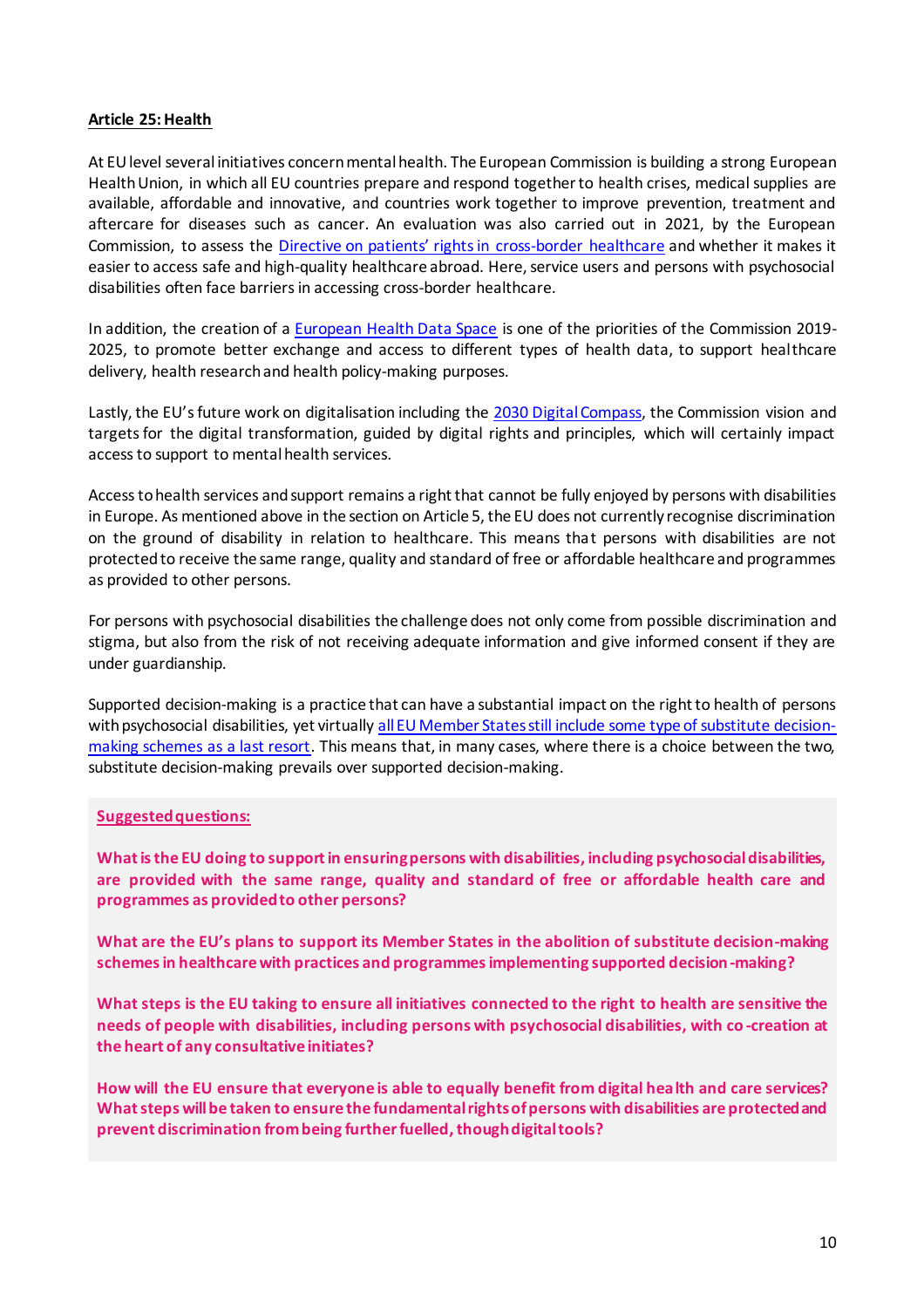**Article 25: Health**

At EU level several initiatives concern mental health. The European Commission is building a strong European Health Union, in which all EU countries prepare and respond together to health crises, medical supplies are available, affordable and innovative, and countries work together to improve prevention, treatment and aftercare for diseases such as cancer. An evaluation was also carried out in 2021, by the European Commission, to assess the Directive on patients' rights in cross-border healthcare and whether it makes it easier to access safe and high-quality healthcare abroad. Here, service users and persons with psychosocial disabilities often face barriers in accessing cross-border healthcare.

In addition, the creation of a European Health Data Space is one of the priorities of the Commission 2019-2025, to promote better exchange and access to different types of health data, to support healthcare delivery, health research and health policy-making purposes.

Lastly, the EU's future work on digitalisation including the 2030 Digital Compass, the Commission vision and targets for the digital transformation, guided by digital rights and principles, which will certainly impact access to support to mental health services.

Access to health services and support remains a right that cannot be fully enjoyed by persons with disabilities in Europe. As mentioned above in the section on Article 5, the EU does not currently recognise discrimination on the ground of disability in relation to healthcare. This means that persons with disabilities are not protected to receive the same range, quality and standard of free or affordable healthcare and programmes as provided to other persons.

For persons with psychosocial disabilities the challenge does not only come from possible discrimination and stigma, but also from the risk of not receiving adequate information and give informed consent if they are under guardianship.

Supported decision-making is a practice that can have a substantial impact on the right to health of persons with psychosocial disabilities, yet virtually all EU Member States still include some type of substitute decision-making schemes as a last resort. This means that, in many cases, where there is a choice between the two, substitute decision-making prevails over supported decision-making.

**Suggested questions:**

**What is the EU doing to support in ensuring persons with disabilities, including psychosocial disabilities, are provided with the same range, quality and standard of free or affordable health care and programmes as provided to other persons?**

**What are the EU's plans to support its Member States in the abolition of substitute decision-making schemes in healthcare with practices and programmes implementing supported decision-making?**

**What steps is the EU taking to ensure all initiatives connected to the right to health are sensitive the needs of people with disabilities, including persons with psychosocial disabilities, with co-creation at the heart of any consultative initiates?**

**How will the EU ensure that everyone is able to equally benefit from digital health and care services? What steps will be taken to ensure the fundamental rights of persons with disabilities are protected and prevent discrimination from being further fuelled, though digital tools?**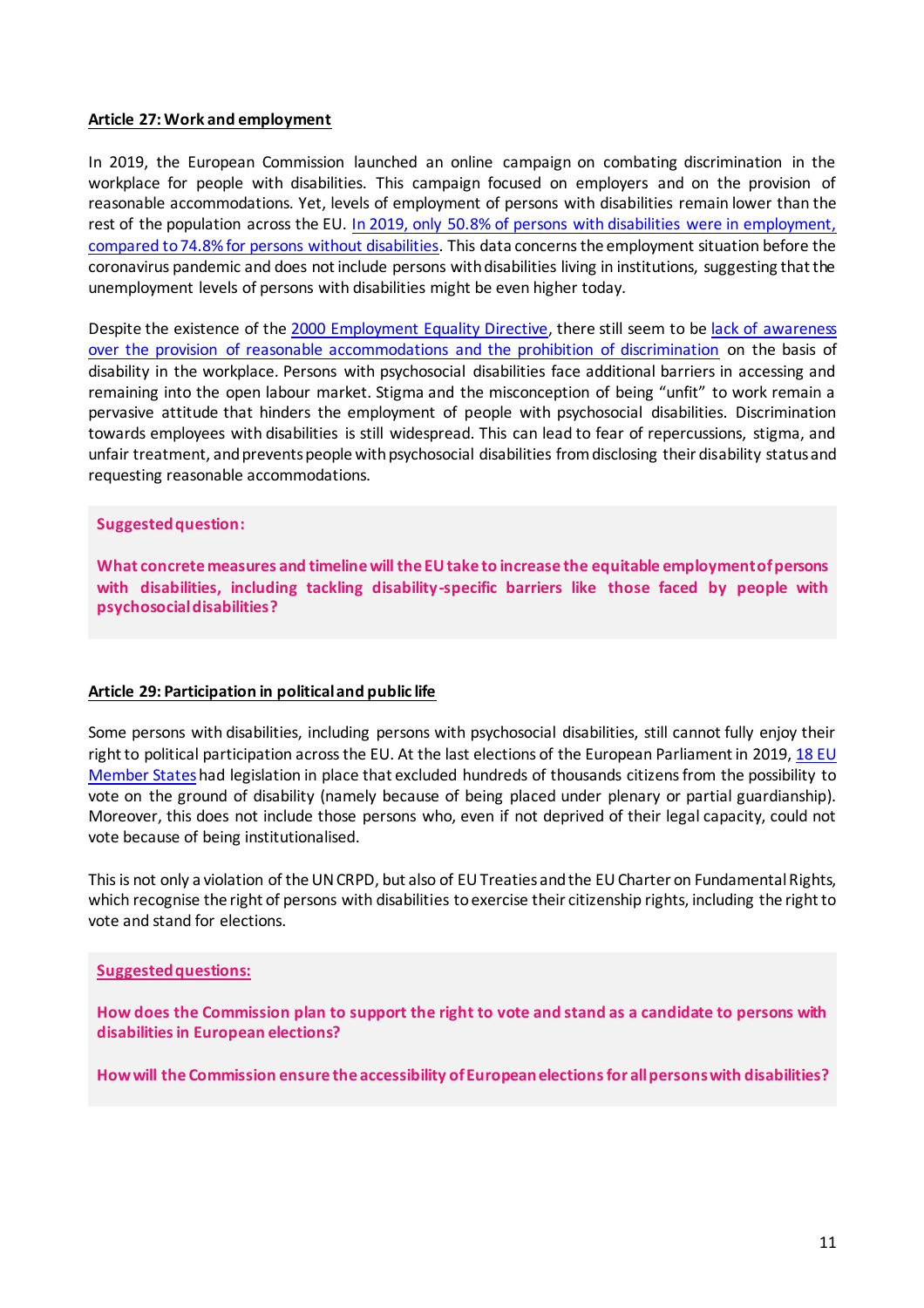**Article 27: Work and employment**

In 2019, the European Commission launched an online campaign on combating discrimination in the workplace for people with disabilities. This campaign focused on employers and on the provision of reasonable accommodations. Yet, levels of employment of persons with disabilities remain lower than the rest of the population across the EU. In 2019, only 50.8% of persons with disabilities were in employment, compared to 74.8% for persons without disabilities. This data concerns the employment situation before the coronavirus pandemic and does not include persons with disabilities living in institutions, suggesting that the unemployment levels of persons with disabilities might be even higher today.

Despite the existence of the 2000 Employment Equality Directive, there still seem to be lack of awareness over the provision of reasonable accommodations and the prohibition of discrimination on the basis of disability in the workplace. Persons with psychosocial disabilities face additional barriers in accessing and remaining into the open labour market. Stigma and the misconception of being "unfit" to work remain a pervasive attitude that hinders the employment of people with psychosocial disabilities. Discrimination towards employees with disabilities is still widespread. This can lead to fear of repercussions, stigma, and unfair treatment, and prevents people with psychosocial disabilities from disclosing their disability status and requesting reasonable accommodations.

**Suggested question:**

**What concrete measures and timeline will the EU take to increase the equitable employment of persons with disabilities, including tackling disability-specific barriers like those faced by people with psychosocial disabilities?**

**Article 29: Participation in political and public life**

Some persons with disabilities, including persons with psychosocial disabilities, still cannot fully enjoy their right to political participation across the EU. At the last elections of the European Parliament in 2019, 18 EU Member States had legislation in place that excluded hundreds of thousands citizens from the possibility to vote on the ground of disability (namely because of being placed under plenary or partial guardianship). Moreover, this does not include those persons who, even if not deprived of their legal capacity, could not vote because of being institutionalised.

This is not only a violation of the UN CRPD, but also of EU Treaties and the EU Charter on Fundamental Rights, which recognise the right of persons with disabilities to exercise their citizenship rights, including the right to vote and stand for elections.

**Suggested questions:**

**How does the Commission plan to support the right to vote and stand as a candidate to persons with disabilities in European elections?**

**How will the Commission ensure the accessibility of European elections for all persons with disabilities?**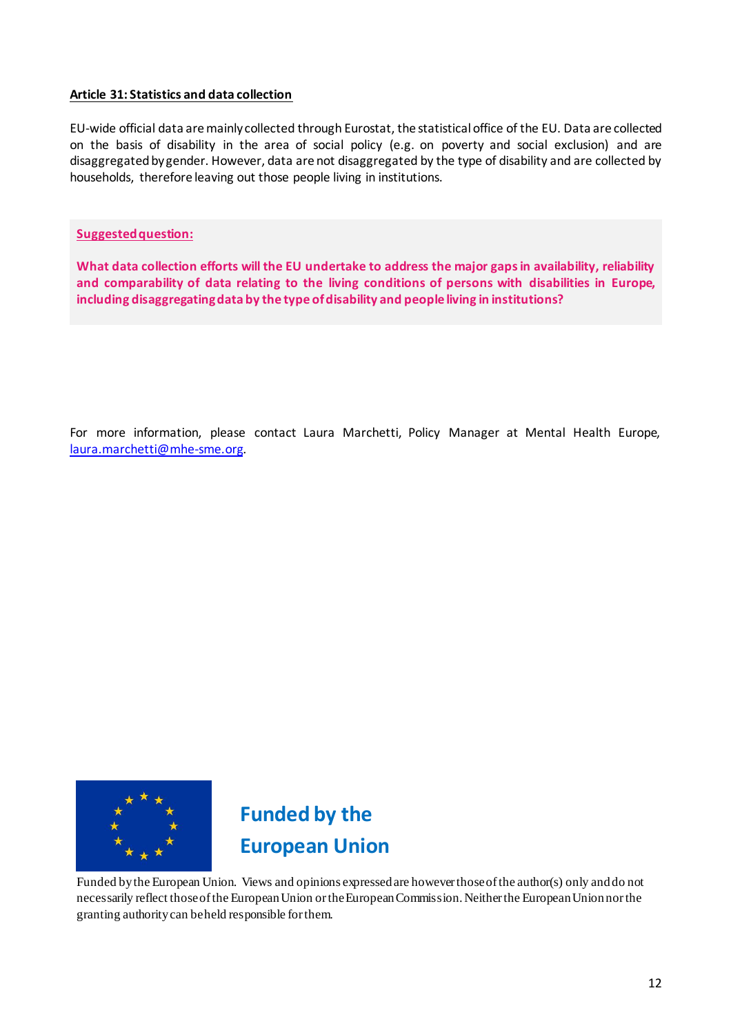**Article 31: Statistics and data collection**

EU-wide official data are mainly collected through Eurostat, the statistical office of the EU. Data are collected on the basis of disability in the area of social policy (e.g. on poverty and social exclusion) and are disaggregated by gender. However, data are not disaggregated by the type of disability and are collected by households, therefore leaving out those people living in institutions.

**Suggested question:**

**What data collection efforts will the EU undertake to address the major gaps in availability, reliability and comparability of data relating to the living conditions of persons with disabilities in Europe, including disaggregating data by the type of disability and people living in institutions?**

For more information, please contact Laura Marchetti, Policy Manager at Mental Health Europe, laura.marchetti@mhe-sme.org.

**Funded by the European Union**

Funded by the European Union. Views and opinions expressed are however those of the author(s) only and do not necessarily reflect those of the European Union or the European Commission. Neither the European Union nor the granting authority can be held responsible for them.